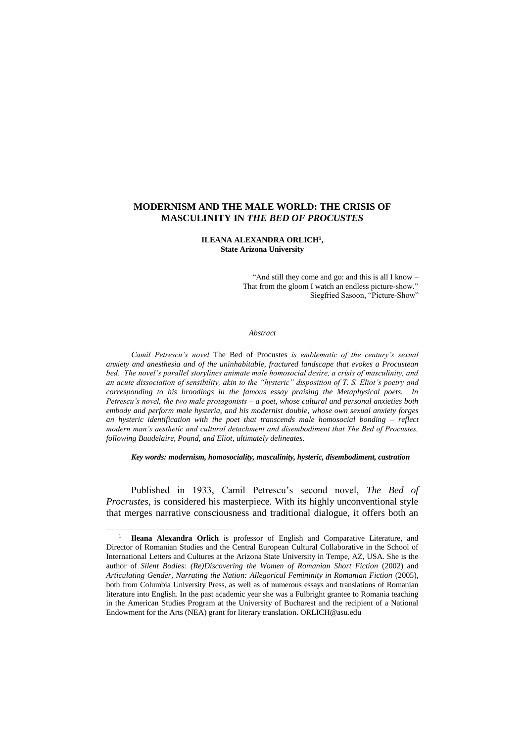# MODERNISM AND THE MALE WORLD: THE CRISIS OF MASCULINITY IN *THE BED OF PROCUSTES*

**ILEANA ALEXANDRA ORLICH[1],**
**State Arizona University**

> "And still they come and go: and this is all I know –
> That from the gloom I watch an endless picture-show."
> Siegfried Sasoon, "Picture-Show"

*Abstract*

*Camil Petrescu's novel* The Bed of Procustes *is emblematic of the century's sexual anxiety and anesthesia and of the uninhabitable, fractured landscape that evokes a Procustean bed. The novel's parallel storylines animate male homosocial desire, a crisis of masculinity, and an acute dissociation of sensibility, akin to the "hysteric" disposition of T. S. Eliot's poetry and corresponding to his broodings in the famous essay praising the Metaphysical poets. In Petrescu's novel, the two male protagonists – a poet, whose cultural and personal anxieties both embody and perform male hysteria, and his modernist double, whose own sexual anxiety forges an hysteric identification with the poet that transcends male homosocial bonding – reflect modern man's aesthetic and cultural detachment and disembodiment that The Bed of Procustes, following Baudelaire, Pound, and Eliot, ultimately delineates.*

***Key words: modernism, homosociality, masculinity, hysteric, disembodiment, castration***

Published in 1933, Camil Petrescu's second novel, *The Bed of Procrustes*, is considered his masterpiece. With its highly unconventional style that merges narrative consciousness and traditional dialogue, it offers both an

---

[1] **Ileana Alexandra Orlich** is professor of English and Comparative Literature, and Director of Romanian Studies and the Central European Cultural Collaborative in the School of International Letters and Cultures at the Arizona State University in Tempe, AZ, USA. She is the author of *Silent Bodies: (Re)Discovering the Women of Romanian Short Fiction* (2002) and *Articulating Gender, Narrating the Nation: Allegorical Femininity in Romanian Fiction* (2005), both from Columbia University Press, as well as of numerous essays and translations of Romanian literature into English. In the past academic year she was a Fulbright grantee to Romania teaching in the American Studies Program at the University of Bucharest and the recipient of a National Endowment for the Arts (NEA) grant for literary translation. ORLICH@asu.edu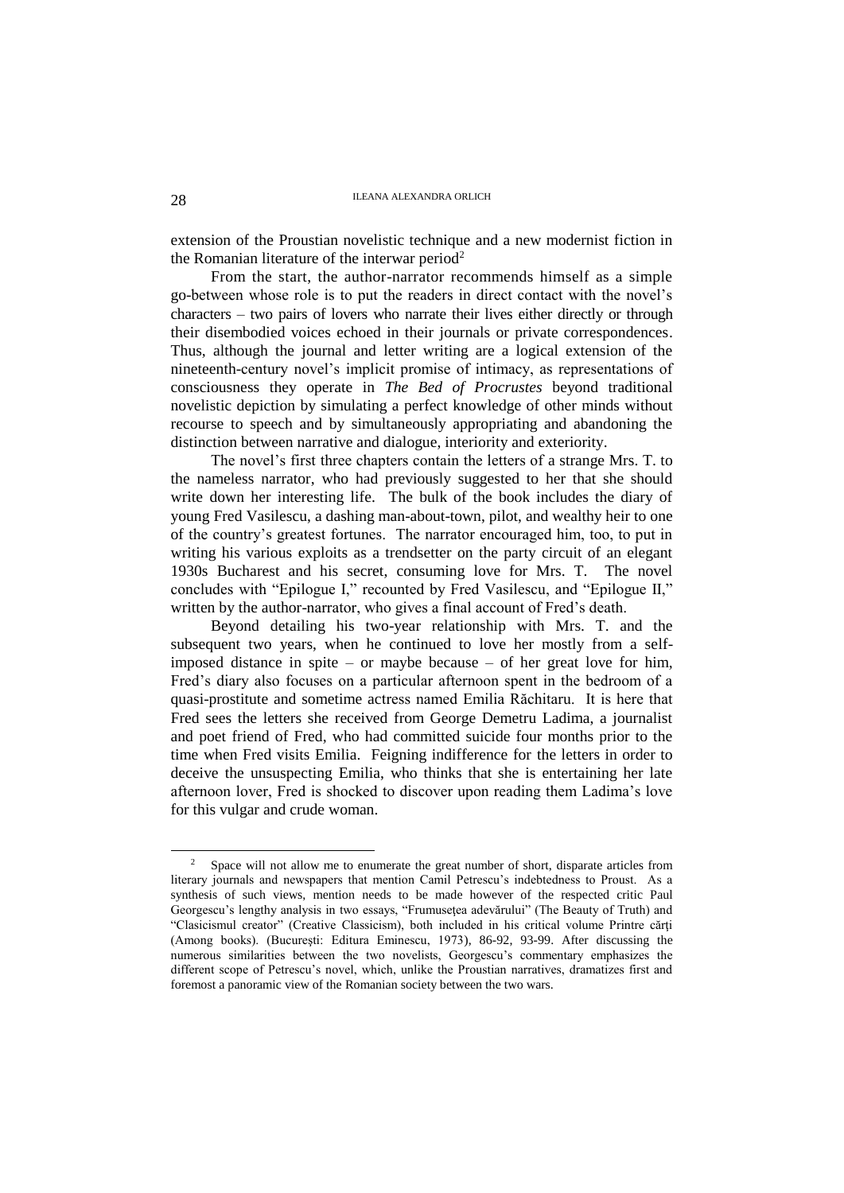extension of the Proustian novelistic technique and a new modernist fiction in the Romanian literature of the interwar period[2]

From the start, the author-narrator recommends himself as a simple go-between whose role is to put the readers in direct contact with the novel's characters – two pairs of lovers who narrate their lives either directly or through their disembodied voices echoed in their journals or private correspondences. Thus, although the journal and letter writing are a logical extension of the nineteenth-century novel's implicit promise of intimacy, as representations of consciousness they operate in *The Bed of Procrustes* beyond traditional novelistic depiction by simulating a perfect knowledge of other minds without recourse to speech and by simultaneously appropriating and abandoning the distinction between narrative and dialogue, interiority and exteriority.

The novel's first three chapters contain the letters of a strange Mrs. T. to the nameless narrator, who had previously suggested to her that she should write down her interesting life. The bulk of the book includes the diary of young Fred Vasilescu, a dashing man-about-town, pilot, and wealthy heir to one of the country's greatest fortunes. The narrator encouraged him, too, to put in writing his various exploits as a trendsetter on the party circuit of an elegant 1930s Bucharest and his secret, consuming love for Mrs. T. The novel concludes with "Epilogue I," recounted by Fred Vasilescu, and "Epilogue II," written by the author-narrator, who gives a final account of Fred's death.

Beyond detailing his two-year relationship with Mrs. T. and the subsequent two years, when he continued to love her mostly from a self-imposed distance in spite – or maybe because – of her great love for him, Fred's diary also focuses on a particular afternoon spent in the bedroom of a quasi-prostitute and sometime actress named Emilia Răchitaru. It is here that Fred sees the letters she received from George Demetru Ladima, a journalist and poet friend of Fred, who had committed suicide four months prior to the time when Fred visits Emilia. Feigning indifference for the letters in order to deceive the unsuspecting Emilia, who thinks that she is entertaining her late afternoon lover, Fred is shocked to discover upon reading them Ladima's love for this vulgar and crude woman.

---

[2] Space will not allow me to enumerate the great number of short, disparate articles from literary journals and newspapers that mention Camil Petrescu's indebtedness to Proust. As a synthesis of such views, mention needs to be made however of the respected critic Paul Georgescu's lengthy analysis in two essays, "Frumusețea adevărului" (The Beauty of Truth) and "Clasicismul creator" (Creative Classicism), both included in his critical volume Printre cărți (Among books). (București: Editura Eminescu, 1973), 86-92, 93-99. After discussing the numerous similarities between the two novelists, Georgescu's commentary emphasizes the different scope of Petrescu's novel, which, unlike the Proustian narratives, dramatizes first and foremost a panoramic view of the Romanian society between the two wars.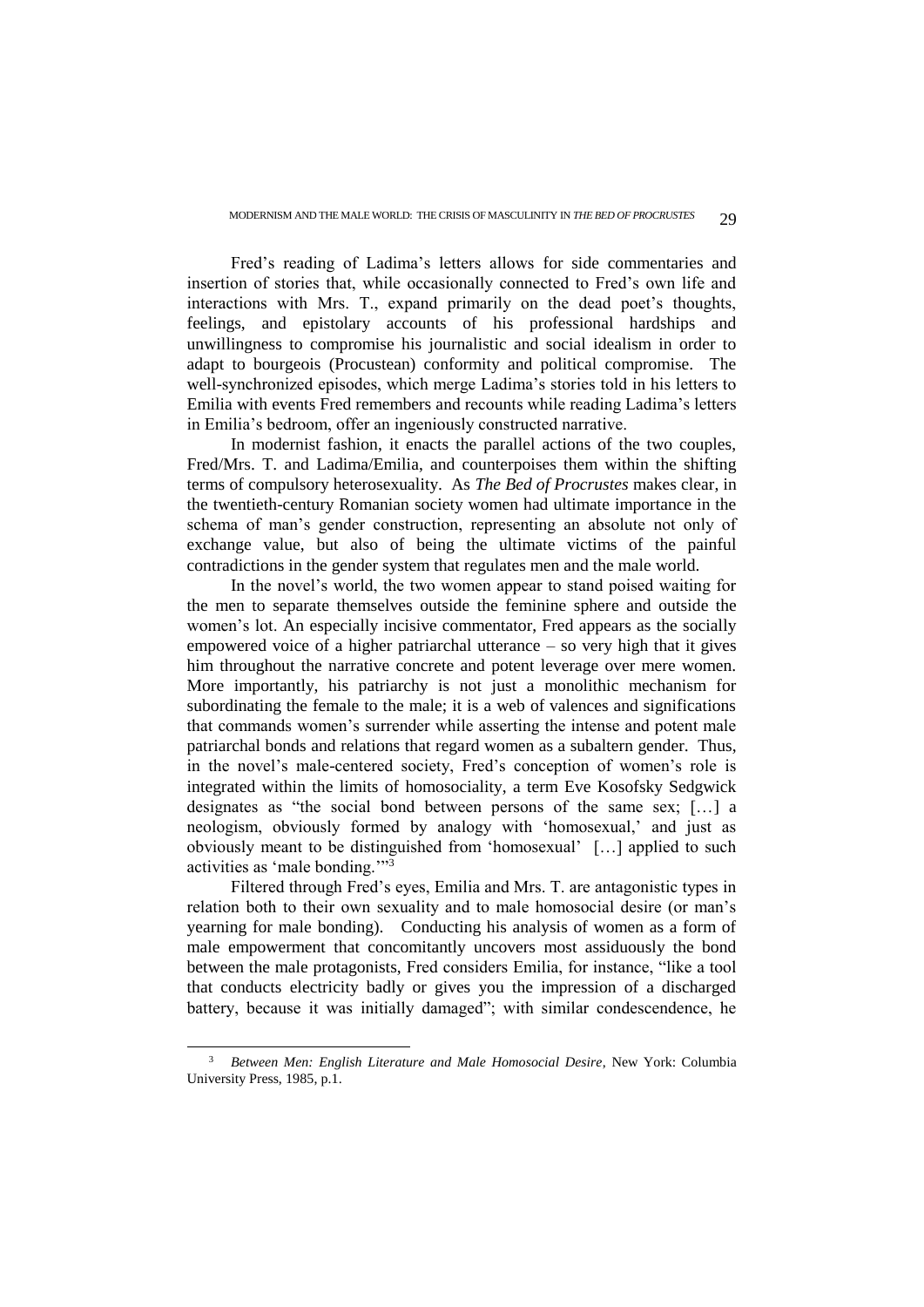Fred's reading of Ladima's letters allows for side commentaries and insertion of stories that, while occasionally connected to Fred's own life and interactions with Mrs. T., expand primarily on the dead poet's thoughts, feelings, and epistolary accounts of his professional hardships and unwillingness to compromise his journalistic and social idealism in order to adapt to bourgeois (Procustean) conformity and political compromise. The well-synchronized episodes, which merge Ladima's stories told in his letters to Emilia with events Fred remembers and recounts while reading Ladima's letters in Emilia's bedroom, offer an ingeniously constructed narrative.

In modernist fashion, it enacts the parallel actions of the two couples, Fred/Mrs. T. and Ladima/Emilia, and counterpoises them within the shifting terms of compulsory heterosexuality. As *The Bed of Procrustes* makes clear, in the twentieth-century Romanian society women had ultimate importance in the schema of man's gender construction, representing an absolute not only of exchange value, but also of being the ultimate victims of the painful contradictions in the gender system that regulates men and the male world.

In the novel's world, the two women appear to stand poised waiting for the men to separate themselves outside the feminine sphere and outside the women's lot. An especially incisive commentator, Fred appears as the socially empowered voice of a higher patriarchal utterance – so very high that it gives him throughout the narrative concrete and potent leverage over mere women. More importantly, his patriarchy is not just a monolithic mechanism for subordinating the female to the male; it is a web of valences and significations that commands women's surrender while asserting the intense and potent male patriarchal bonds and relations that regard women as a subaltern gender. Thus, in the novel's male-centered society, Fred's conception of women's role is integrated within the limits of homosociality, a term Eve Kosofsky Sedgwick designates as "the social bond between persons of the same sex; […] a neologism, obviously formed by analogy with 'homosexual,' and just as obviously meant to be distinguished from 'homosexual' […] applied to such activities as 'male bonding.'"[3]

Filtered through Fred's eyes, Emilia and Mrs. T. are antagonistic types in relation both to their own sexuality and to male homosocial desire (or man's yearning for male bonding). Conducting his analysis of women as a form of male empowerment that concomitantly uncovers most assiduously the bond between the male protagonists, Fred considers Emilia, for instance, "like a tool that conducts electricity badly or gives you the impression of a discharged battery, because it was initially damaged"; with similar condescendence, he

---

[3] *Between Men: English Literature and Male Homosocial Desire*, New York: Columbia University Press, 1985, p.1.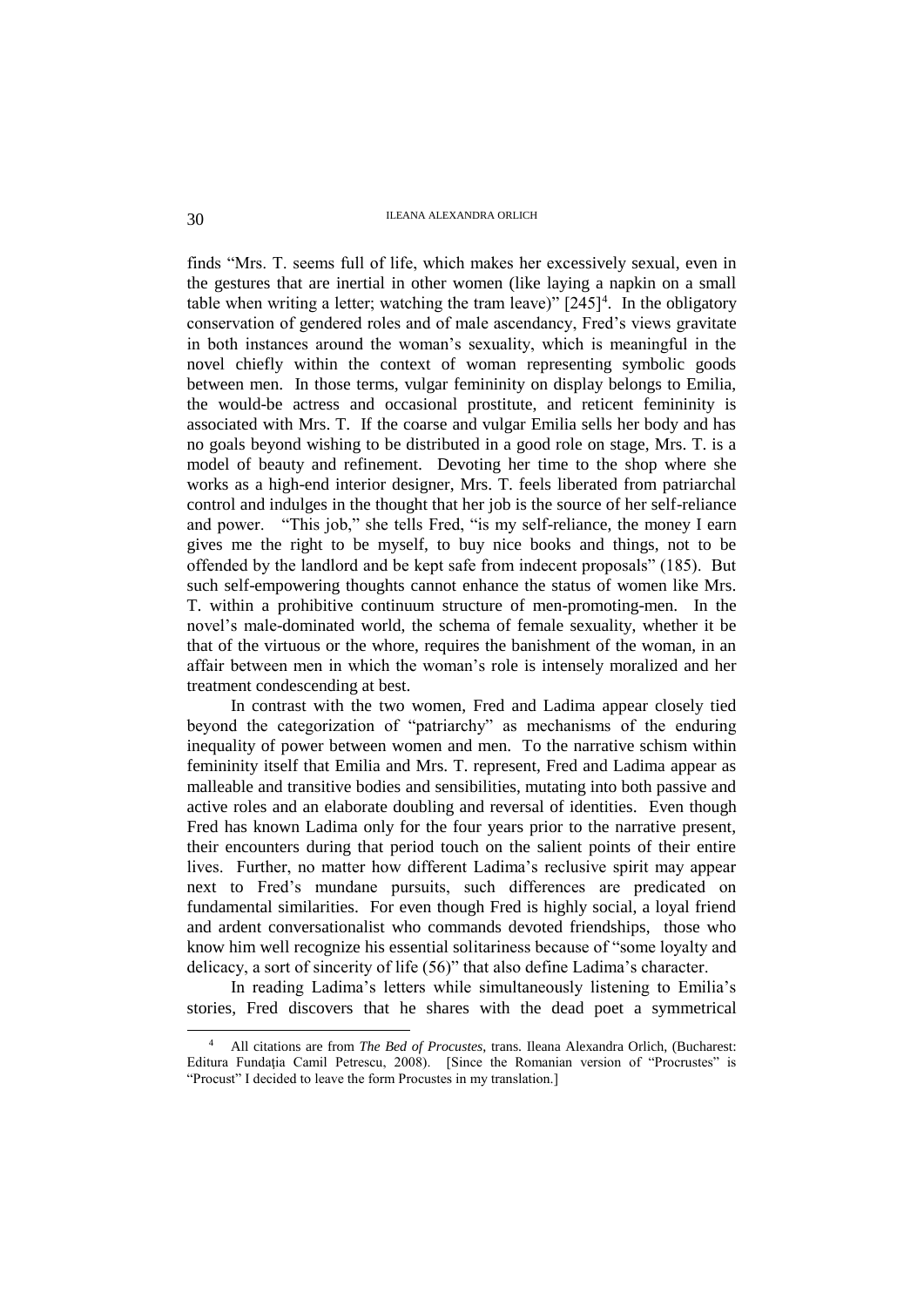finds "Mrs. T. seems full of life, which makes her excessively sexual, even in the gestures that are inertial in other women (like laying a napkin on a small table when writing a letter; watching the tram leave)" [245][4]. In the obligatory conservation of gendered roles and of male ascendancy, Fred's views gravitate in both instances around the woman's sexuality, which is meaningful in the novel chiefly within the context of woman representing symbolic goods between men. In those terms, vulgar femininity on display belongs to Emilia, the would-be actress and occasional prostitute, and reticent femininity is associated with Mrs. T. If the coarse and vulgar Emilia sells her body and has no goals beyond wishing to be distributed in a good role on stage, Mrs. T. is a model of beauty and refinement. Devoting her time to the shop where she works as a high-end interior designer, Mrs. T. feels liberated from patriarchal control and indulges in the thought that her job is the source of her self-reliance and power. "This job," she tells Fred, "is my self-reliance, the money I earn gives me the right to be myself, to buy nice books and things, not to be offended by the landlord and be kept safe from indecent proposals" (185). But such self-empowering thoughts cannot enhance the status of women like Mrs. T. within a prohibitive continuum structure of men-promoting-men. In the novel's male-dominated world, the schema of female sexuality, whether it be that of the virtuous or the whore, requires the banishment of the woman, in an affair between men in which the woman's role is intensely moralized and her treatment condescending at best.

In contrast with the two women, Fred and Ladima appear closely tied beyond the categorization of "patriarchy" as mechanisms of the enduring inequality of power between women and men. To the narrative schism within femininity itself that Emilia and Mrs. T. represent, Fred and Ladima appear as malleable and transitive bodies and sensibilities, mutating into both passive and active roles and an elaborate doubling and reversal of identities. Even though Fred has known Ladima only for the four years prior to the narrative present, their encounters during that period touch on the salient points of their entire lives. Further, no matter how different Ladima's reclusive spirit may appear next to Fred's mundane pursuits, such differences are predicated on fundamental similarities. For even though Fred is highly social, a loyal friend and ardent conversationalist who commands devoted friendships, those who know him well recognize his essential solitariness because of "some loyalty and delicacy, a sort of sincerity of life (56)" that also define Ladima's character.

In reading Ladima's letters while simultaneously listening to Emilia's stories, Fred discovers that he shares with the dead poet a symmetrical

[4] All citations are from *The Bed of Procustes*, trans. Ileana Alexandra Orlich, (Bucharest: Editura Fundația Camil Petrescu, 2008). [Since the Romanian version of "Procrustes" is "Procust" I decided to leave the form Procustes in my translation.]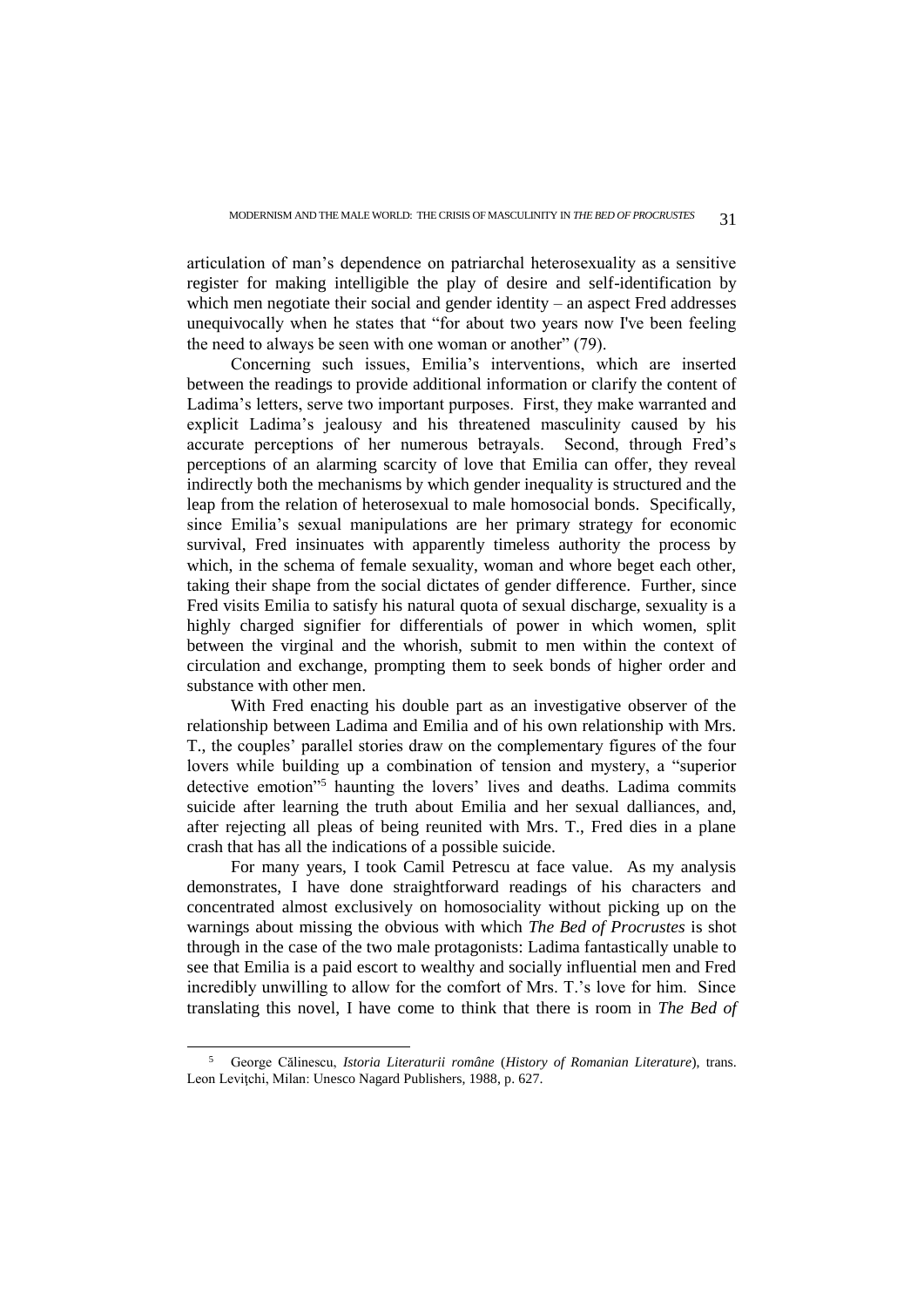articulation of man's dependence on patriarchal heterosexuality as a sensitive register for making intelligible the play of desire and self-identification by which men negotiate their social and gender identity – an aspect Fred addresses unequivocally when he states that "for about two years now I've been feeling the need to always be seen with one woman or another" (79).

Concerning such issues, Emilia's interventions, which are inserted between the readings to provide additional information or clarify the content of Ladima's letters, serve two important purposes. First, they make warranted and explicit Ladima's jealousy and his threatened masculinity caused by his accurate perceptions of her numerous betrayals. Second, through Fred's perceptions of an alarming scarcity of love that Emilia can offer, they reveal indirectly both the mechanisms by which gender inequality is structured and the leap from the relation of heterosexual to male homosocial bonds. Specifically, since Emilia's sexual manipulations are her primary strategy for economic survival, Fred insinuates with apparently timeless authority the process by which, in the schema of female sexuality, woman and whore beget each other, taking their shape from the social dictates of gender difference. Further, since Fred visits Emilia to satisfy his natural quota of sexual discharge, sexuality is a highly charged signifier for differentials of power in which women, split between the virginal and the whorish, submit to men within the context of circulation and exchange, prompting them to seek bonds of higher order and substance with other men.

With Fred enacting his double part as an investigative observer of the relationship between Ladima and Emilia and of his own relationship with Mrs. T., the couples' parallel stories draw on the complementary figures of the four lovers while building up a combination of tension and mystery, a "superior detective emotion"[5] haunting the lovers' lives and deaths. Ladima commits suicide after learning the truth about Emilia and her sexual dalliances, and, after rejecting all pleas of being reunited with Mrs. T., Fred dies in a plane crash that has all the indications of a possible suicide.

For many years, I took Camil Petrescu at face value. As my analysis demonstrates, I have done straightforward readings of his characters and concentrated almost exclusively on homosociality without picking up on the warnings about missing the obvious with which *The Bed of Procrustes* is shot through in the case of the two male protagonists: Ladima fantastically unable to see that Emilia is a paid escort to wealthy and socially influential men and Fred incredibly unwilling to allow for the comfort of Mrs. T.'s love for him. Since translating this novel, I have come to think that there is room in *The Bed of*

---

[5] George Călinescu, *Istoria Literaturii române* (*History of Romanian Literature*), trans. Leon Levițchi, Milan: Unesco Nagard Publishers, 1988, p. 627.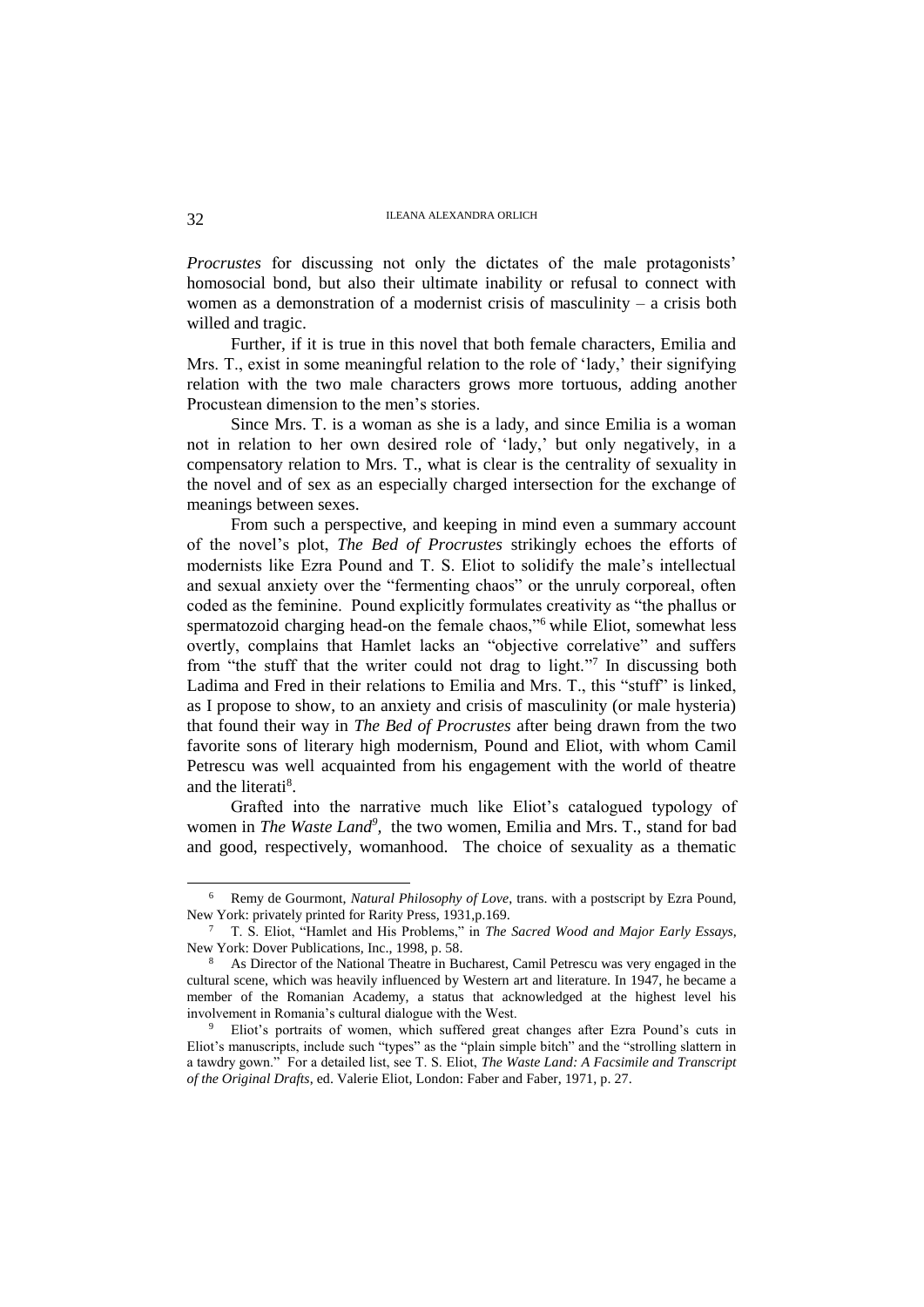*Procrustes* for discussing not only the dictates of the male protagonists' homosocial bond, but also their ultimate inability or refusal to connect with women as a demonstration of a modernist crisis of masculinity – a crisis both willed and tragic.

Further, if it is true in this novel that both female characters, Emilia and Mrs. T., exist in some meaningful relation to the role of 'lady,' their signifying relation with the two male characters grows more tortuous, adding another Procustean dimension to the men's stories.

Since Mrs. T. is a woman as she is a lady, and since Emilia is a woman not in relation to her own desired role of 'lady,' but only negatively, in a compensatory relation to Mrs. T., what is clear is the centrality of sexuality in the novel and of sex as an especially charged intersection for the exchange of meanings between sexes.

From such a perspective, and keeping in mind even a summary account of the novel's plot, *The Bed of Procrustes* strikingly echoes the efforts of modernists like Ezra Pound and T. S. Eliot to solidify the male's intellectual and sexual anxiety over the "fermenting chaos" or the unruly corporeal, often coded as the feminine. Pound explicitly formulates creativity as "the phallus or spermatozoid charging head-on the female chaos,"[6] while Eliot, somewhat less overtly, complains that Hamlet lacks an "objective correlative" and suffers from "the stuff that the writer could not drag to light."[7] In discussing both Ladima and Fred in their relations to Emilia and Mrs. T., this "stuff" is linked, as I propose to show, to an anxiety and crisis of masculinity (or male hysteria) that found their way in *The Bed of Procrustes* after being drawn from the two favorite sons of literary high modernism, Pound and Eliot, with whom Camil Petrescu was well acquainted from his engagement with the world of theatre and the literati[8].

Grafted into the narrative much like Eliot's catalogued typology of women in *The Waste Land*[9], the two women, Emilia and Mrs. T., stand for bad and good, respectively, womanhood. The choice of sexuality as a thematic

---

[6] Remy de Gourmont, *Natural Philosophy of Love*, trans. with a postscript by Ezra Pound, New York: privately printed for Rarity Press, 1931,p.169.

[7] T. S. Eliot, "Hamlet and His Problems," in *The Sacred Wood and Major Early Essays*, New York: Dover Publications, Inc., 1998, p. 58.

[8] As Director of the National Theatre in Bucharest, Camil Petrescu was very engaged in the cultural scene, which was heavily influenced by Western art and literature. In 1947, he became a member of the Romanian Academy, a status that acknowledged at the highest level his involvement in Romania's cultural dialogue with the West.

[9] Eliot's portraits of women, which suffered great changes after Ezra Pound's cuts in Eliot's manuscripts, include such "types" as the "plain simple bitch" and the "strolling slattern in a tawdry gown." For a detailed list, see T. S. Eliot, *The Waste Land: A Facsimile and Transcript of the Original Drafts*, ed. Valerie Eliot, London: Faber and Faber, 1971, p. 27.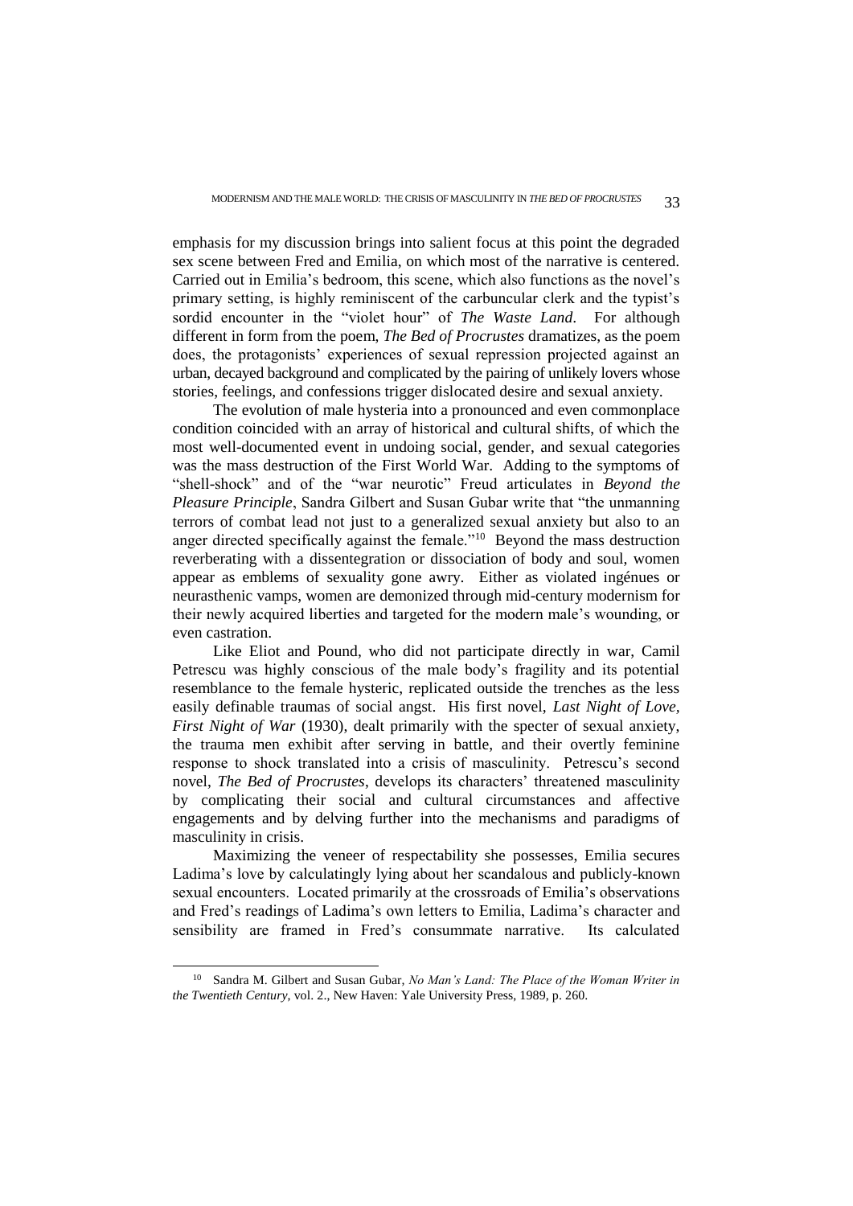emphasis for my discussion brings into salient focus at this point the degraded sex scene between Fred and Emilia, on which most of the narrative is centered. Carried out in Emilia's bedroom, this scene, which also functions as the novel's primary setting, is highly reminiscent of the carbuncular clerk and the typist's sordid encounter in the "violet hour" of *The Waste Land*. For although different in form from the poem, *The Bed of Procrustes* dramatizes, as the poem does, the protagonists' experiences of sexual repression projected against an urban, decayed background and complicated by the pairing of unlikely lovers whose stories, feelings, and confessions trigger dislocated desire and sexual anxiety.

The evolution of male hysteria into a pronounced and even commonplace condition coincided with an array of historical and cultural shifts, of which the most well-documented event in undoing social, gender, and sexual categories was the mass destruction of the First World War. Adding to the symptoms of "shell-shock" and of the "war neurotic" Freud articulates in *Beyond the Pleasure Principle*, Sandra Gilbert and Susan Gubar write that "the unmanning terrors of combat lead not just to a generalized sexual anxiety but also to an anger directed specifically against the female."[10] Beyond the mass destruction reverberating with a dissentegration or dissociation of body and soul, women appear as emblems of sexuality gone awry. Either as violated ingénues or neurasthenic vamps, women are demonized through mid-century modernism for their newly acquired liberties and targeted for the modern male's wounding, or even castration.

Like Eliot and Pound, who did not participate directly in war, Camil Petrescu was highly conscious of the male body's fragility and its potential resemblance to the female hysteric, replicated outside the trenches as the less easily definable traumas of social angst. His first novel, *Last Night of Love, First Night of War* (1930), dealt primarily with the specter of sexual anxiety, the trauma men exhibit after serving in battle, and their overtly feminine response to shock translated into a crisis of masculinity. Petrescu's second novel, *The Bed of Procrustes*, develops its characters' threatened masculinity by complicating their social and cultural circumstances and affective engagements and by delving further into the mechanisms and paradigms of masculinity in crisis.

Maximizing the veneer of respectability she possesses, Emilia secures Ladima's love by calculatingly lying about her scandalous and publicly-known sexual encounters. Located primarily at the crossroads of Emilia's observations and Fred's readings of Ladima's own letters to Emilia, Ladima's character and sensibility are framed in Fred's consummate narrative. Its calculated

---

[10] Sandra M. Gilbert and Susan Gubar, *No Man's Land: The Place of the Woman Writer in the Twentieth Century*, vol. 2., New Haven: Yale University Press, 1989, p. 260.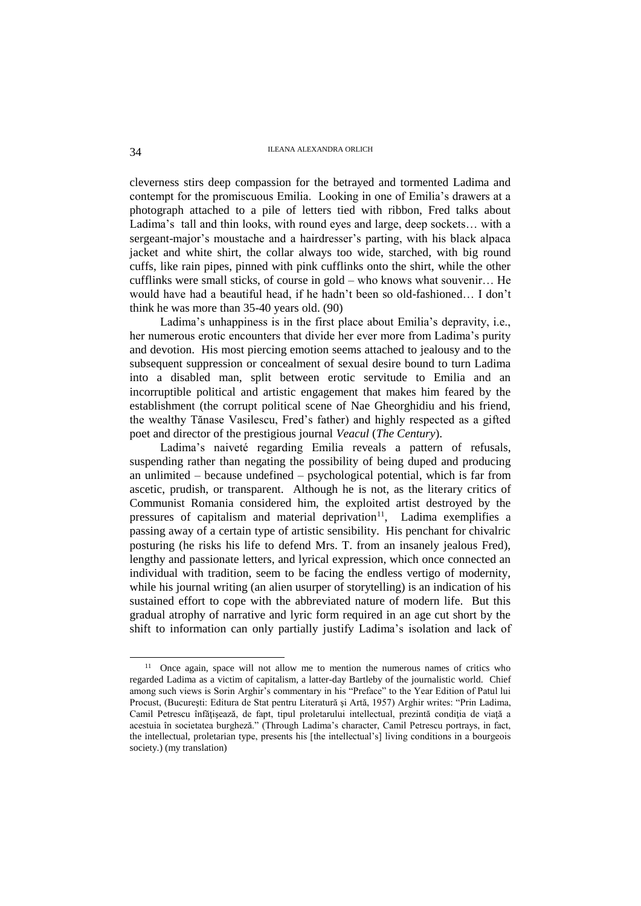cleverness stirs deep compassion for the betrayed and tormented Ladima and contempt for the promiscuous Emilia. Looking in one of Emilia's drawers at a photograph attached to a pile of letters tied with ribbon, Fred talks about Ladima's tall and thin looks, with round eyes and large, deep sockets… with a sergeant-major's moustache and a hairdresser's parting, with his black alpaca jacket and white shirt, the collar always too wide, starched, with big round cuffs, like rain pipes, pinned with pink cufflinks onto the shirt, while the other cufflinks were small sticks, of course in gold – who knows what souvenir… He would have had a beautiful head, if he hadn't been so old-fashioned… I don't think he was more than 35-40 years old. (90)

Ladima's unhappiness is in the first place about Emilia's depravity, i.e., her numerous erotic encounters that divide her ever more from Ladima's purity and devotion. His most piercing emotion seems attached to jealousy and to the subsequent suppression or concealment of sexual desire bound to turn Ladima into a disabled man, split between erotic servitude to Emilia and an incorruptible political and artistic engagement that makes him feared by the establishment (the corrupt political scene of Nae Gheorghidiu and his friend, the wealthy Tănase Vasilescu, Fred's father) and highly respected as a gifted poet and director of the prestigious journal *Veacul* (*The Century*).

Ladima's naiveté regarding Emilia reveals a pattern of refusals, suspending rather than negating the possibility of being duped and producing an unlimited – because undefined – psychological potential, which is far from ascetic, prudish, or transparent. Although he is not, as the literary critics of Communist Romania considered him, the exploited artist destroyed by the pressures of capitalism and material deprivation[11], Ladima exemplifies a passing away of a certain type of artistic sensibility. His penchant for chivalric posturing (he risks his life to defend Mrs. T. from an insanely jealous Fred), lengthy and passionate letters, and lyrical expression, which once connected an individual with tradition, seem to be facing the endless vertigo of modernity, while his journal writing (an alien usurper of storytelling) is an indication of his sustained effort to cope with the abbreviated nature of modern life. But this gradual atrophy of narrative and lyric form required in an age cut short by the shift to information can only partially justify Ladima's isolation and lack of

---

[11] Once again, space will not allow me to mention the numerous names of critics who regarded Ladima as a victim of capitalism, a latter-day Bartleby of the journalistic world. Chief among such views is Sorin Arghir's commentary in his "Preface" to the Year Edition of Patul lui Procust, (Bucureşti: Editura de Stat pentru Literatură şi Artă, 1957) Arghir writes: "Prin Ladima, Camil Petrescu înfăţişează, de fapt, tipul proletarului intellectual, prezintă condiţia de viaţă a acestuia în societatea burgheză." (Through Ladima's character, Camil Petrescu portrays, in fact, the intellectual, proletarian type, presents his [the intellectual's] living conditions in a bourgeois society.) (my translation)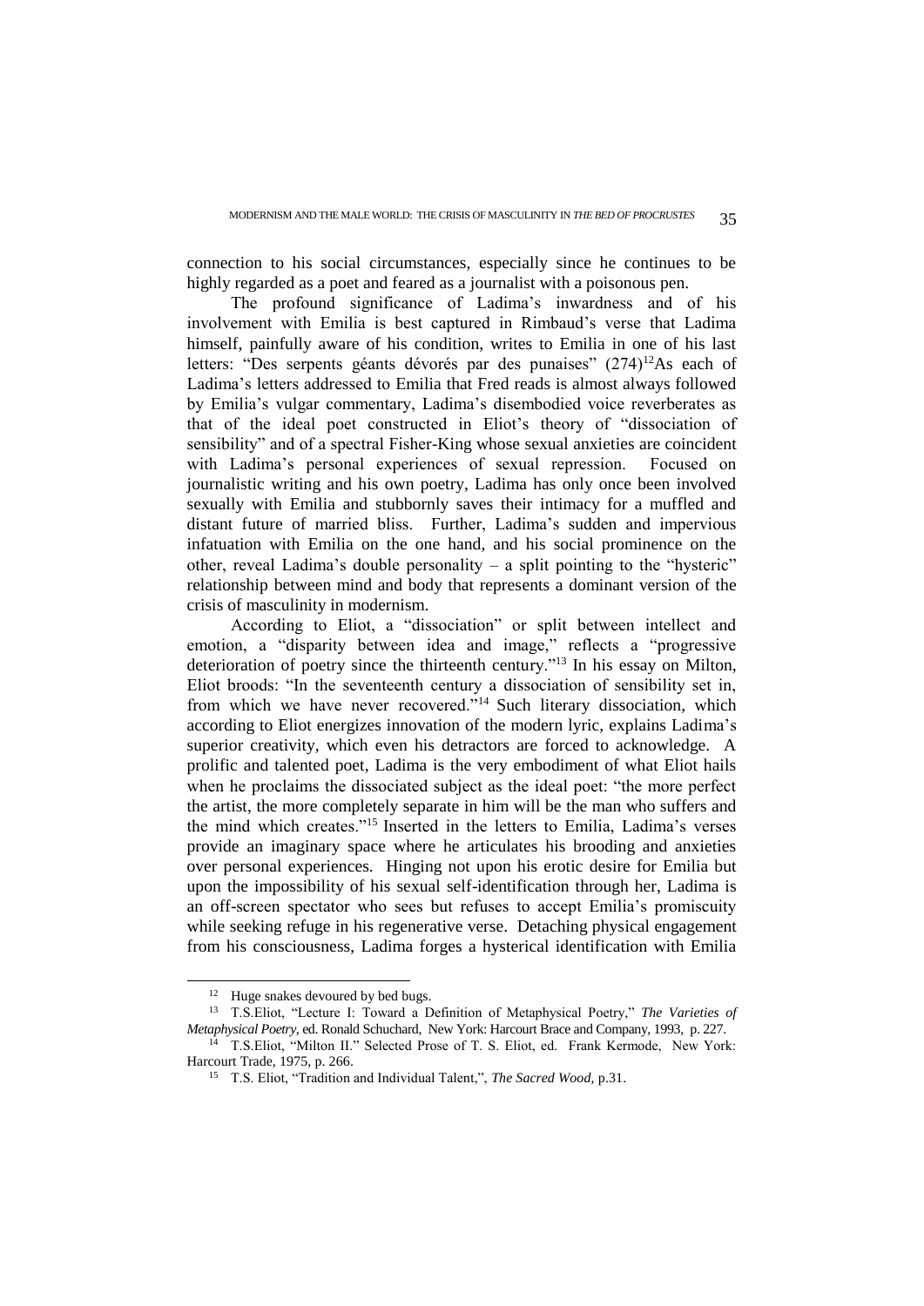connection to his social circumstances, especially since he continues to be highly regarded as a poet and feared as a journalist with a poisonous pen.

The profound significance of Ladima's inwardness and of his involvement with Emilia is best captured in Rimbaud's verse that Ladima himself, painfully aware of his condition, writes to Emilia in one of his last letters: "Des serpents géants dévorés par des punaises" (274)[12]As each of Ladima's letters addressed to Emilia that Fred reads is almost always followed by Emilia's vulgar commentary, Ladima's disembodied voice reverberates as that of the ideal poet constructed in Eliot's theory of "dissociation of sensibility" and of a spectral Fisher-King whose sexual anxieties are coincident with Ladima's personal experiences of sexual repression. Focused on journalistic writing and his own poetry, Ladima has only once been involved sexually with Emilia and stubbornly saves their intimacy for a muffled and distant future of married bliss. Further, Ladima's sudden and impervious infatuation with Emilia on the one hand, and his social prominence on the other, reveal Ladima's double personality – a split pointing to the "hysteric" relationship between mind and body that represents a dominant version of the crisis of masculinity in modernism.

According to Eliot, a "dissociation" or split between intellect and emotion, a "disparity between idea and image," reflects a "progressive deterioration of poetry since the thirteenth century."[13] In his essay on Milton, Eliot broods: "In the seventeenth century a dissociation of sensibility set in, from which we have never recovered."[14] Such literary dissociation, which according to Eliot energizes innovation of the modern lyric, explains Ladima's superior creativity, which even his detractors are forced to acknowledge. A prolific and talented poet, Ladima is the very embodiment of what Eliot hails when he proclaims the dissociated subject as the ideal poet: "the more perfect the artist, the more completely separate in him will be the man who suffers and the mind which creates."[15] Inserted in the letters to Emilia, Ladima's verses provide an imaginary space where he articulates his brooding and anxieties over personal experiences. Hinging not upon his erotic desire for Emilia but upon the impossibility of his sexual self-identification through her, Ladima is an off-screen spectator who sees but refuses to accept Emilia's promiscuity while seeking refuge in his regenerative verse. Detaching physical engagement from his consciousness, Ladima forges a hysterical identification with Emilia

---

[12] Huge snakes devoured by bed bugs.

[13] T.S.Eliot, "Lecture I: Toward a Definition of Metaphysical Poetry," *The Varieties of Metaphysical Poetry*, ed. Ronald Schuchard, New York: Harcourt Brace and Company, 1993, p. 227.

[14] T.S.Eliot, "Milton II." Selected Prose of T. S. Eliot, ed. Frank Kermode, New York: Harcourt Trade, 1975, p. 266.

[15] T.S. Eliot, "Tradition and Individual Talent,", *The Sacred Wood,* p.31.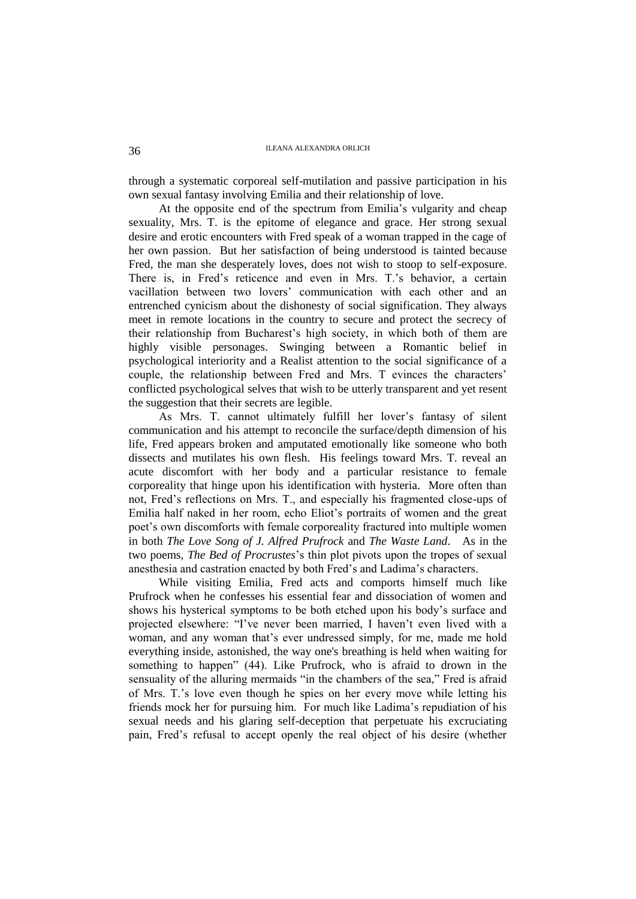through a systematic corporeal self-mutilation and passive participation in his own sexual fantasy involving Emilia and their relationship of love.

At the opposite end of the spectrum from Emilia's vulgarity and cheap sexuality, Mrs. T. is the epitome of elegance and grace. Her strong sexual desire and erotic encounters with Fred speak of a woman trapped in the cage of her own passion. But her satisfaction of being understood is tainted because Fred, the man she desperately loves, does not wish to stoop to self-exposure. There is, in Fred's reticence and even in Mrs. T.'s behavior, a certain vacillation between two lovers' communication with each other and an entrenched cynicism about the dishonesty of social signification. They always meet in remote locations in the country to secure and protect the secrecy of their relationship from Bucharest's high society, in which both of them are highly visible personages. Swinging between a Romantic belief in psychological interiority and a Realist attention to the social significance of a couple, the relationship between Fred and Mrs. T evinces the characters' conflicted psychological selves that wish to be utterly transparent and yet resent the suggestion that their secrets are legible.

As Mrs. T. cannot ultimately fulfill her lover's fantasy of silent communication and his attempt to reconcile the surface/depth dimension of his life, Fred appears broken and amputated emotionally like someone who both dissects and mutilates his own flesh. His feelings toward Mrs. T. reveal an acute discomfort with her body and a particular resistance to female corporeality that hinge upon his identification with hysteria. More often than not, Fred's reflections on Mrs. T., and especially his fragmented close-ups of Emilia half naked in her room, echo Eliot's portraits of women and the great poet's own discomforts with female corporeality fractured into multiple women in both *The Love Song of J. Alfred Prufrock* and *The Waste Land*. As in the two poems, *The Bed of Procrustes*'s thin plot pivots upon the tropes of sexual anesthesia and castration enacted by both Fred's and Ladima's characters.

While visiting Emilia, Fred acts and comports himself much like Prufrock when he confesses his essential fear and dissociation of women and shows his hysterical symptoms to be both etched upon his body's surface and projected elsewhere: "I've never been married, I haven't even lived with a woman, and any woman that's ever undressed simply, for me, made me hold everything inside, astonished, the way one's breathing is held when waiting for something to happen" (44). Like Prufrock, who is afraid to drown in the sensuality of the alluring mermaids "in the chambers of the sea," Fred is afraid of Mrs. T.'s love even though he spies on her every move while letting his friends mock her for pursuing him. For much like Ladima's repudiation of his sexual needs and his glaring self-deception that perpetuate his excruciating pain, Fred's refusal to accept openly the real object of his desire (whether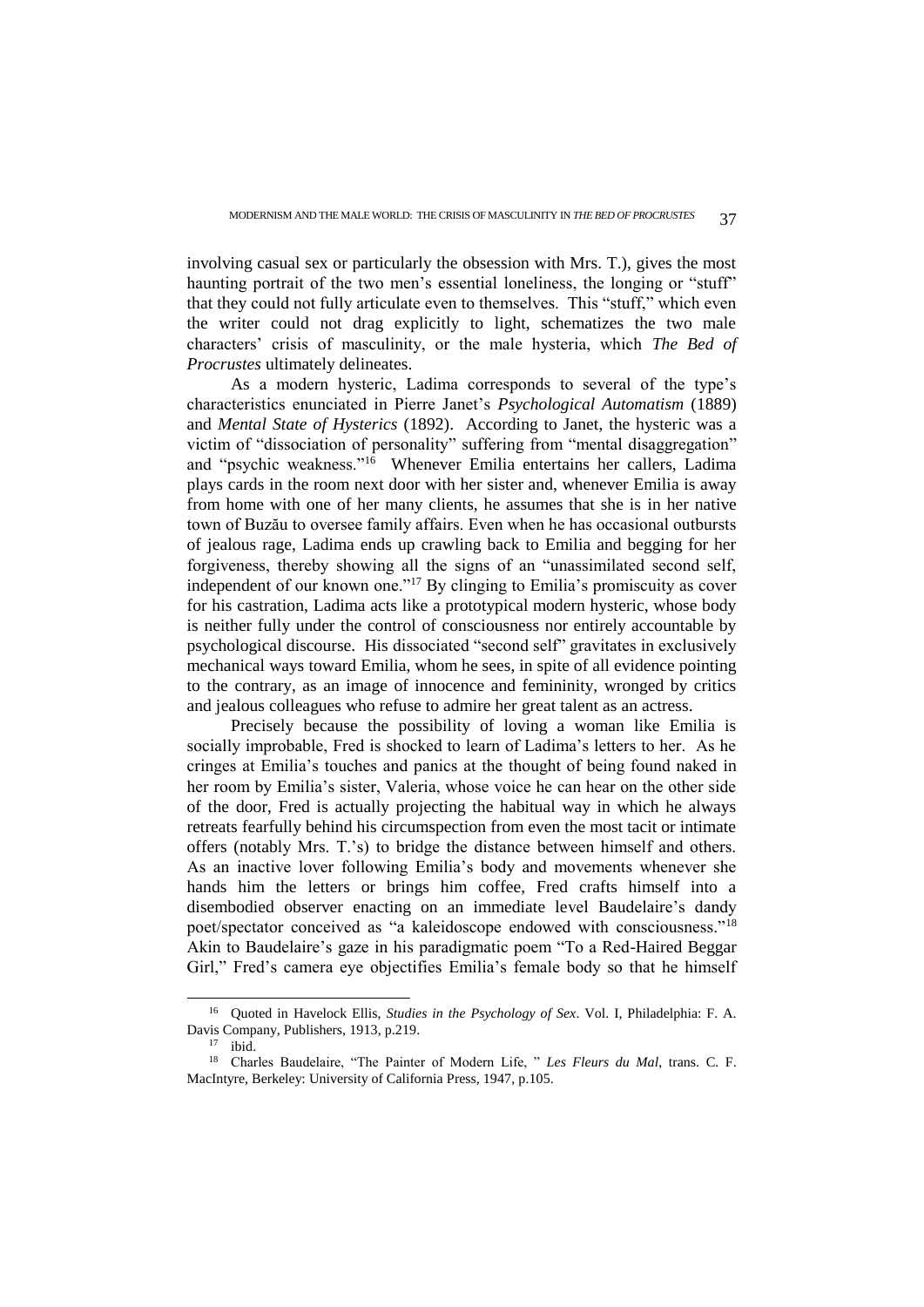involving casual sex or particularly the obsession with Mrs. T.), gives the most haunting portrait of the two men's essential loneliness, the longing or "stuff" that they could not fully articulate even to themselves. This "stuff," which even the writer could not drag explicitly to light, schematizes the two male characters' crisis of masculinity, or the male hysteria, which *The Bed of Procrustes* ultimately delineates.

As a modern hysteric, Ladima corresponds to several of the type's characteristics enunciated in Pierre Janet's *Psychological Automatism* (1889) and *Mental State of Hysterics* (1892). According to Janet, the hysteric was a victim of "dissociation of personality" suffering from "mental disaggregation" and "psychic weakness."[16] Whenever Emilia entertains her callers, Ladima plays cards in the room next door with her sister and, whenever Emilia is away from home with one of her many clients, he assumes that she is in her native town of Buzău to oversee family affairs. Even when he has occasional outbursts of jealous rage, Ladima ends up crawling back to Emilia and begging for her forgiveness, thereby showing all the signs of an "unassimilated second self, independent of our known one."[17] By clinging to Emilia's promiscuity as cover for his castration, Ladima acts like a prototypical modern hysteric, whose body is neither fully under the control of consciousness nor entirely accountable by psychological discourse. His dissociated "second self" gravitates in exclusively mechanical ways toward Emilia, whom he sees, in spite of all evidence pointing to the contrary, as an image of innocence and femininity, wronged by critics and jealous colleagues who refuse to admire her great talent as an actress.

Precisely because the possibility of loving a woman like Emilia is socially improbable, Fred is shocked to learn of Ladima's letters to her. As he cringes at Emilia's touches and panics at the thought of being found naked in her room by Emilia's sister, Valeria, whose voice he can hear on the other side of the door, Fred is actually projecting the habitual way in which he always retreats fearfully behind his circumspection from even the most tacit or intimate offers (notably Mrs. T.'s) to bridge the distance between himself and others. As an inactive lover following Emilia's body and movements whenever she hands him the letters or brings him coffee, Fred crafts himself into a disembodied observer enacting on an immediate level Baudelaire's dandy poet/spectator conceived as "a kaleidoscope endowed with consciousness."[18] Akin to Baudelaire's gaze in his paradigmatic poem "To a Red-Haired Beggar Girl," Fred's camera eye objectifies Emilia's female body so that he himself

---

[16] Quoted in Havelock Ellis, *Studies in the Psychology of Sex*. Vol. I, Philadelphia: F. A. Davis Company, Publishers, 1913, p.219.

[17] ibid.

[18] Charles Baudelaire, "The Painter of Modern Life, " *Les Fleurs du Mal*, trans. C. F. MacIntyre, Berkeley: University of California Press, 1947, p.105.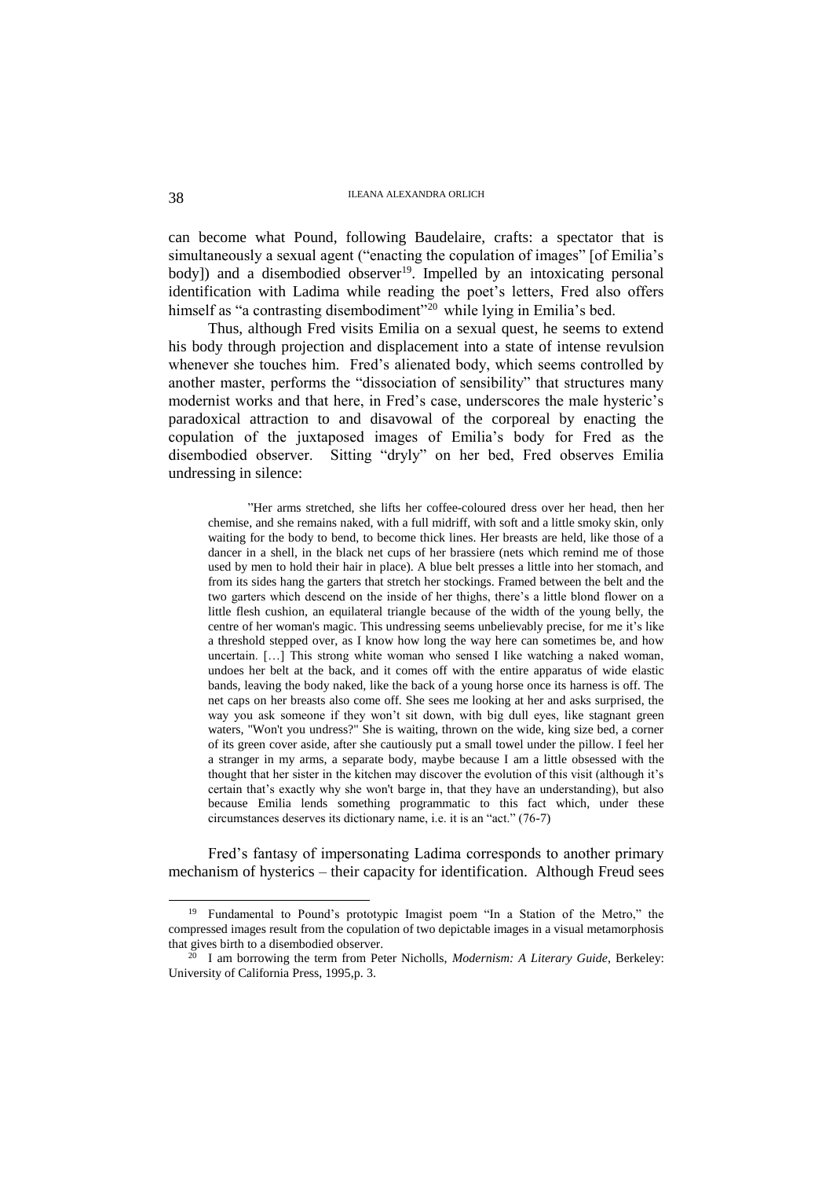can become what Pound, following Baudelaire, crafts: a spectator that is simultaneously a sexual agent ("enacting the copulation of images" [of Emilia's body]) and a disembodied observer[19]. Impelled by an intoxicating personal identification with Ladima while reading the poet's letters, Fred also offers himself as "a contrasting disembodiment"[20] while lying in Emilia's bed.

Thus, although Fred visits Emilia on a sexual quest, he seems to extend his body through projection and displacement into a state of intense revulsion whenever she touches him. Fred's alienated body, which seems controlled by another master, performs the "dissociation of sensibility" that structures many modernist works and that here, in Fred's case, underscores the male hysteric's paradoxical attraction to and disavowal of the corporeal by enacting the copulation of the juxtaposed images of Emilia's body for Fred as the disembodied observer. Sitting "dryly" on her bed, Fred observes Emilia undressing in silence:

> "Her arms stretched, she lifts her coffee-coloured dress over her head, then her chemise, and she remains naked, with a full midriff, with soft and a little smoky skin, only waiting for the body to bend, to become thick lines. Her breasts are held, like those of a dancer in a shell, in the black net cups of her brassiere (nets which remind me of those used by men to hold their hair in place). A blue belt presses a little into her stomach, and from its sides hang the garters that stretch her stockings. Framed between the belt and the two garters which descend on the inside of her thighs, there's a little blond flower on a little flesh cushion, an equilateral triangle because of the width of the young belly, the centre of her woman's magic. This undressing seems unbelievably precise, for me it's like a threshold stepped over, as I know how long the way here can sometimes be, and how uncertain. […] This strong white woman who sensed I like watching a naked woman, undoes her belt at the back, and it comes off with the entire apparatus of wide elastic bands, leaving the body naked, like the back of a young horse once its harness is off. The net caps on her breasts also come off. She sees me looking at her and asks surprised, the way you ask someone if they won't sit down, with big dull eyes, like stagnant green waters, "Won't you undress?" She is waiting, thrown on the wide, king size bed, a corner of its green cover aside, after she cautiously put a small towel under the pillow. I feel her a stranger in my arms, a separate body, maybe because I am a little obsessed with the thought that her sister in the kitchen may discover the evolution of this visit (although it's certain that's exactly why she won't barge in, that they have an understanding), but also because Emilia lends something programmatic to this fact which, under these circumstances deserves its dictionary name, i.e. it is an "act." (76-7)

Fred's fantasy of impersonating Ladima corresponds to another primary mechanism of hysterics – their capacity for identification. Although Freud sees

---

[19] Fundamental to Pound's prototypic Imagist poem "In a Station of the Metro," the compressed images result from the copulation of two depictable images in a visual metamorphosis that gives birth to a disembodied observer.

[20] I am borrowing the term from Peter Nicholls, *Modernism: A Literary Guide*, Berkeley: University of California Press, 1995,p. 3.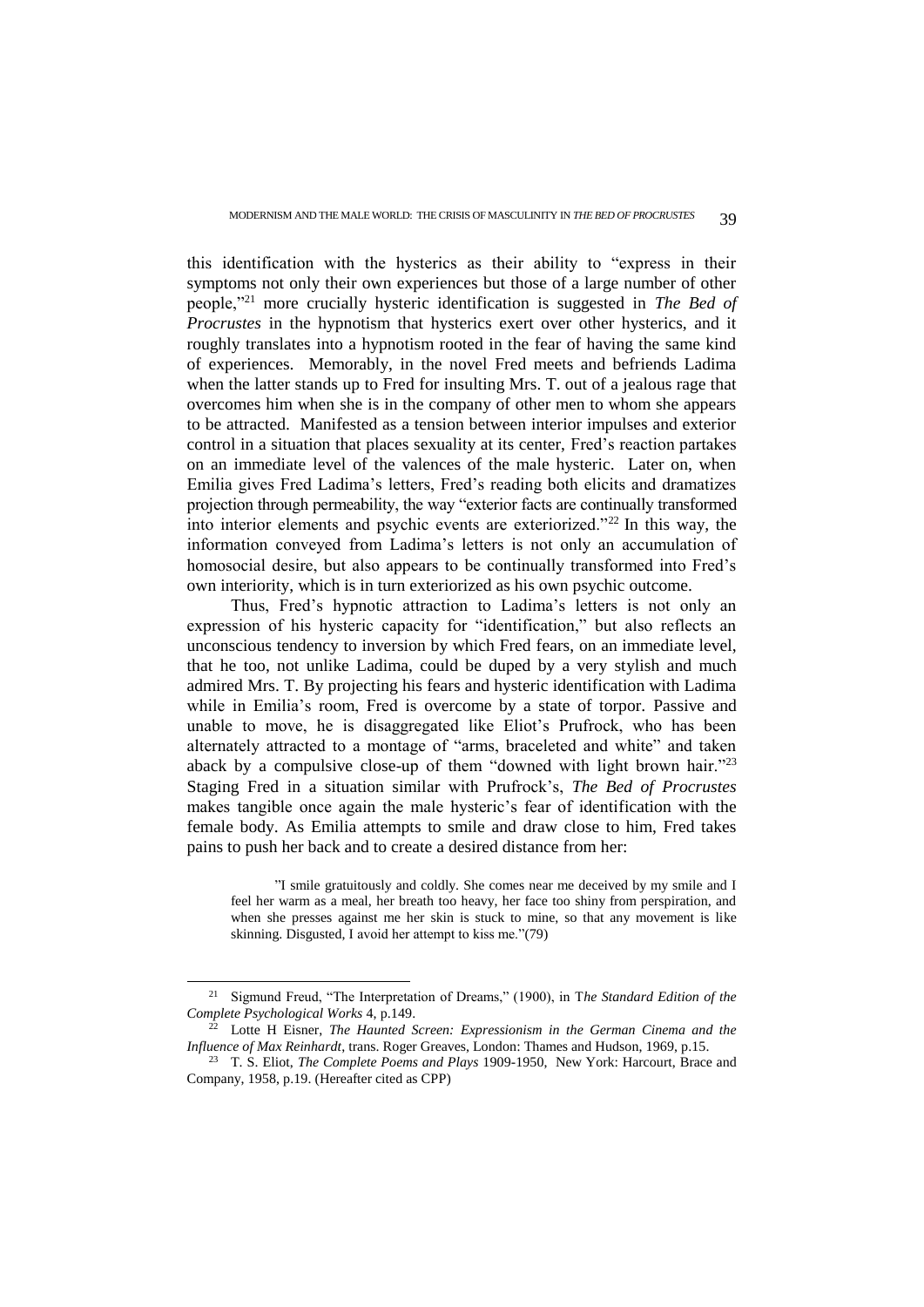this identification with the hysterics as their ability to "express in their symptoms not only their own experiences but those of a large number of other people,"[21] more crucially hysteric identification is suggested in *The Bed of Procrustes* in the hypnotism that hysterics exert over other hysterics, and it roughly translates into a hypnotism rooted in the fear of having the same kind of experiences. Memorably, in the novel Fred meets and befriends Ladima when the latter stands up to Fred for insulting Mrs. T. out of a jealous rage that overcomes him when she is in the company of other men to whom she appears to be attracted. Manifested as a tension between interior impulses and exterior control in a situation that places sexuality at its center, Fred's reaction partakes on an immediate level of the valences of the male hysteric. Later on, when Emilia gives Fred Ladima's letters, Fred's reading both elicits and dramatizes projection through permeability, the way "exterior facts are continually transformed into interior elements and psychic events are exteriorized."[22] In this way, the information conveyed from Ladima's letters is not only an accumulation of homosocial desire, but also appears to be continually transformed into Fred's own interiority, which is in turn exteriorized as his own psychic outcome.

Thus, Fred's hypnotic attraction to Ladima's letters is not only an expression of his hysteric capacity for "identification," but also reflects an unconscious tendency to inversion by which Fred fears, on an immediate level, that he too, not unlike Ladima, could be duped by a very stylish and much admired Mrs. T. By projecting his fears and hysteric identification with Ladima while in Emilia's room, Fred is overcome by a state of torpor. Passive and unable to move, he is disaggregated like Eliot's Prufrock, who has been alternately attracted to a montage of "arms, braceleted and white" and taken aback by a compulsive close-up of them "downed with light brown hair."[23] Staging Fred in a situation similar with Prufrock's, *The Bed of Procrustes* makes tangible once again the male hysteric's fear of identification with the female body. As Emilia attempts to smile and draw close to him, Fred takes pains to push her back and to create a desired distance from her:

> "I smile gratuitously and coldly. She comes near me deceived by my smile and I feel her warm as a meal, her breath too heavy, her face too shiny from perspiration, and when she presses against me her skin is stuck to mine, so that any movement is like skinning. Disgusted, I avoid her attempt to kiss me."(79)

---

[21] Sigmund Freud, "The Interpretation of Dreams," (1900), in T*he Standard Edition of the Complete Psychological Works* 4, p.149.

[22] Lotte H Eisner, *The Haunted Screen: Expressionism in the German Cinema and the Influence of Max Reinhardt*, trans. Roger Greaves, London: Thames and Hudson, 1969, p.15.

[23] T. S. Eliot, *The Complete Poems and Plays* 1909-1950, New York: Harcourt, Brace and Company, 1958, p.19. (Hereafter cited as CPP)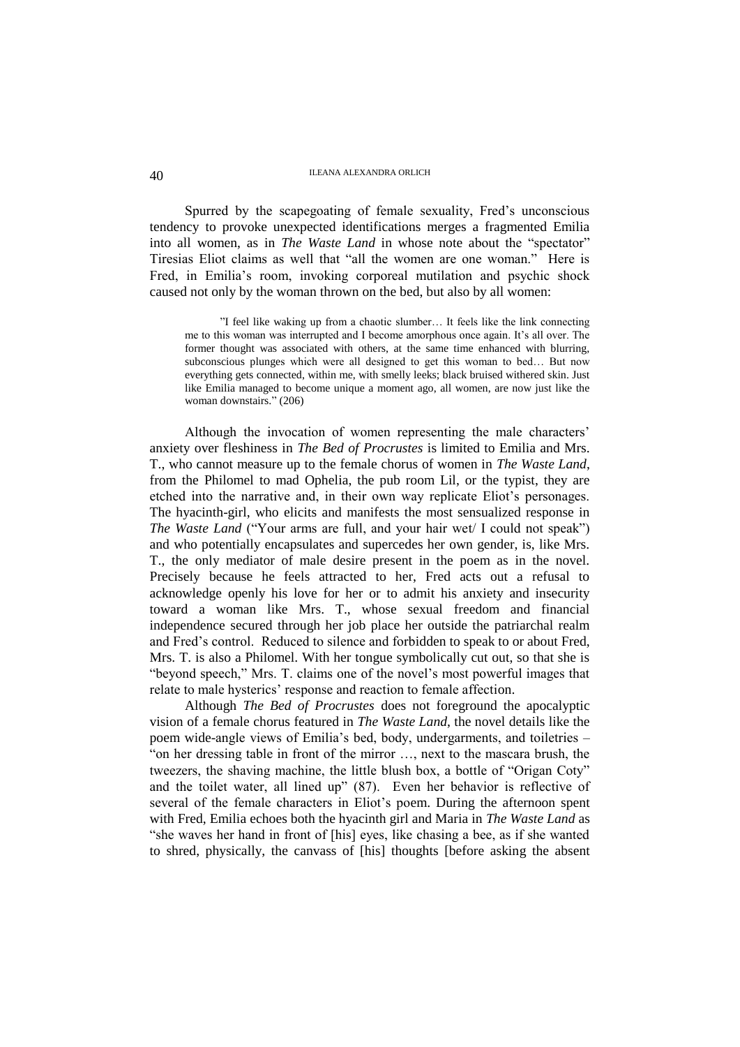Spurred by the scapegoating of female sexuality, Fred's unconscious tendency to provoke unexpected identifications merges a fragmented Emilia into all women, as in *The Waste Land* in whose note about the "spectator" Tiresias Eliot claims as well that "all the women are one woman." Here is Fred, in Emilia's room, invoking corporeal mutilation and psychic shock caused not only by the woman thrown on the bed, but also by all women:

> "I feel like waking up from a chaotic slumber… It feels like the link connecting me to this woman was interrupted and I become amorphous once again. It's all over. The former thought was associated with others, at the same time enhanced with blurring, subconscious plunges which were all designed to get this woman to bed… But now everything gets connected, within me, with smelly leeks; black bruised withered skin. Just like Emilia managed to become unique a moment ago, all women, are now just like the woman downstairs." (206)

Although the invocation of women representing the male characters' anxiety over fleshiness in *The Bed of Procrustes* is limited to Emilia and Mrs. T., who cannot measure up to the female chorus of women in *The Waste Land*, from the Philomel to mad Ophelia, the pub room Lil, or the typist, they are etched into the narrative and, in their own way replicate Eliot's personages. The hyacinth-girl, who elicits and manifests the most sensualized response in *The Waste Land* ("Your arms are full, and your hair wet/ I could not speak") and who potentially encapsulates and supercedes her own gender, is, like Mrs. T., the only mediator of male desire present in the poem as in the novel. Precisely because he feels attracted to her, Fred acts out a refusal to acknowledge openly his love for her or to admit his anxiety and insecurity toward a woman like Mrs. T., whose sexual freedom and financial independence secured through her job place her outside the patriarchal realm and Fred's control. Reduced to silence and forbidden to speak to or about Fred, Mrs. T. is also a Philomel. With her tongue symbolically cut out, so that she is "beyond speech," Mrs. T. claims one of the novel's most powerful images that relate to male hysterics' response and reaction to female affection.

Although *The Bed of Procrustes* does not foreground the apocalyptic vision of a female chorus featured in *The Waste Land*, the novel details like the poem wide-angle views of Emilia's bed, body, undergarments, and toiletries – "on her dressing table in front of the mirror …, next to the mascara brush, the tweezers, the shaving machine, the little blush box, a bottle of "Origan Coty" and the toilet water, all lined up" (87). Even her behavior is reflective of several of the female characters in Eliot's poem. During the afternoon spent with Fred, Emilia echoes both the hyacinth girl and Maria in *The Waste Land* as "she waves her hand in front of [his] eyes, like chasing a bee, as if she wanted to shred, physically, the canvass of [his] thoughts [before asking the absent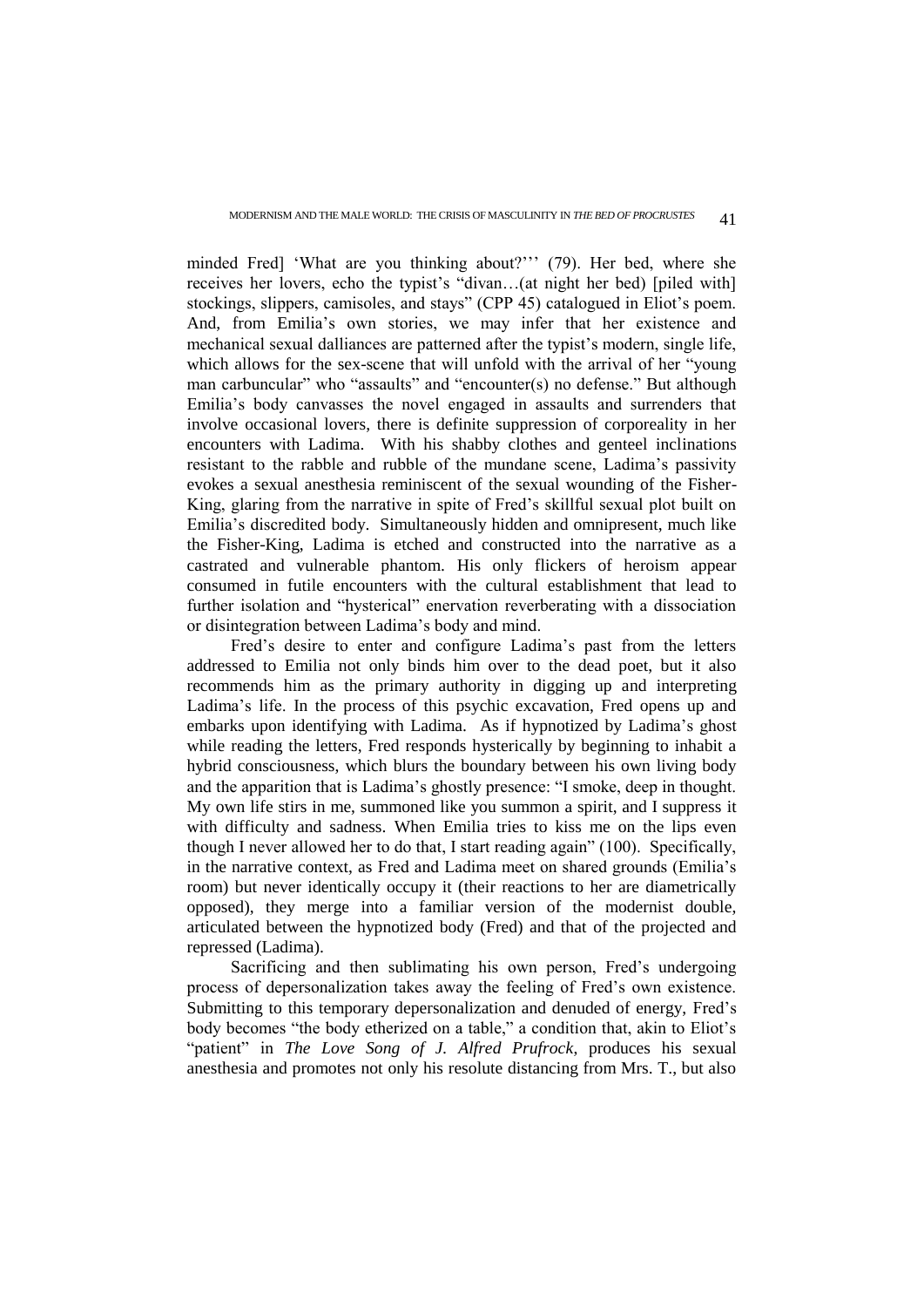minded Fred] 'What are you thinking about?''' (79). Her bed, where she receives her lovers, echo the typist's "divan…(at night her bed) [piled with] stockings, slippers, camisoles, and stays" (CPP 45) catalogued in Eliot's poem. And, from Emilia's own stories, we may infer that her existence and mechanical sexual dalliances are patterned after the typist's modern, single life, which allows for the sex-scene that will unfold with the arrival of her "young man carbuncular" who "assaults" and "encounter(s) no defense." But although Emilia's body canvasses the novel engaged in assaults and surrenders that involve occasional lovers, there is definite suppression of corporeality in her encounters with Ladima. With his shabby clothes and genteel inclinations resistant to the rabble and rubble of the mundane scene, Ladima's passivity evokes a sexual anesthesia reminiscent of the sexual wounding of the Fisher-King, glaring from the narrative in spite of Fred's skillful sexual plot built on Emilia's discredited body. Simultaneously hidden and omnipresent, much like the Fisher-King, Ladima is etched and constructed into the narrative as a castrated and vulnerable phantom. His only flickers of heroism appear consumed in futile encounters with the cultural establishment that lead to further isolation and "hysterical" enervation reverberating with a dissociation or disintegration between Ladima's body and mind.

Fred's desire to enter and configure Ladima's past from the letters addressed to Emilia not only binds him over to the dead poet, but it also recommends him as the primary authority in digging up and interpreting Ladima's life. In the process of this psychic excavation, Fred opens up and embarks upon identifying with Ladima. As if hypnotized by Ladima's ghost while reading the letters, Fred responds hysterically by beginning to inhabit a hybrid consciousness, which blurs the boundary between his own living body and the apparition that is Ladima's ghostly presence: "I smoke, deep in thought. My own life stirs in me, summoned like you summon a spirit, and I suppress it with difficulty and sadness. When Emilia tries to kiss me on the lips even though I never allowed her to do that, I start reading again" (100). Specifically, in the narrative context, as Fred and Ladima meet on shared grounds (Emilia's room) but never identically occupy it (their reactions to her are diametrically opposed), they merge into a familiar version of the modernist double, articulated between the hypnotized body (Fred) and that of the projected and repressed (Ladima).

Sacrificing and then sublimating his own person, Fred's undergoing process of depersonalization takes away the feeling of Fred's own existence. Submitting to this temporary depersonalization and denuded of energy, Fred's body becomes "the body etherized on a table," a condition that, akin to Eliot's "patient" in *The Love Song of J. Alfred Prufrock,* produces his sexual anesthesia and promotes not only his resolute distancing from Mrs. T., but also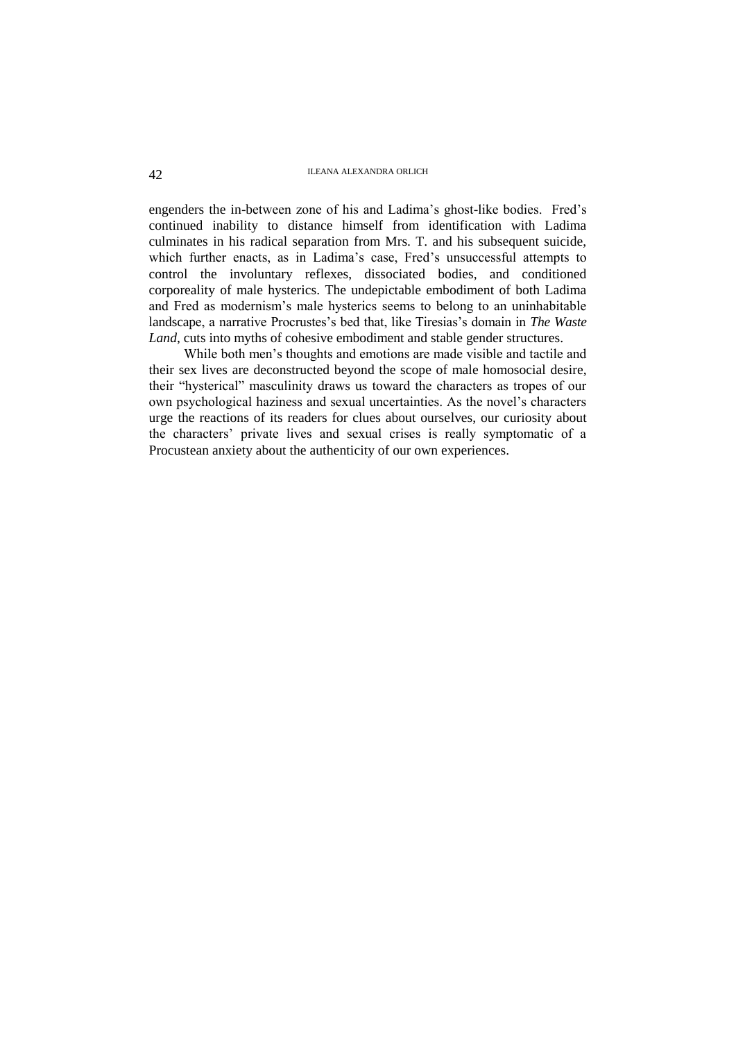engenders the in-between zone of his and Ladima's ghost-like bodies. Fred's continued inability to distance himself from identification with Ladima culminates in his radical separation from Mrs. T. and his subsequent suicide, which further enacts, as in Ladima's case, Fred's unsuccessful attempts to control the involuntary reflexes, dissociated bodies, and conditioned corporeality of male hysterics. The undepictable embodiment of both Ladima and Fred as modernism's male hysterics seems to belong to an uninhabitable landscape, a narrative Procrustes's bed that, like Tiresias's domain in *The Waste Land*, cuts into myths of cohesive embodiment and stable gender structures.

While both men's thoughts and emotions are made visible and tactile and their sex lives are deconstructed beyond the scope of male homosocial desire, their "hysterical" masculinity draws us toward the characters as tropes of our own psychological haziness and sexual uncertainties. As the novel's characters urge the reactions of its readers for clues about ourselves, our curiosity about the characters' private lives and sexual crises is really symptomatic of a Procustean anxiety about the authenticity of our own experiences.